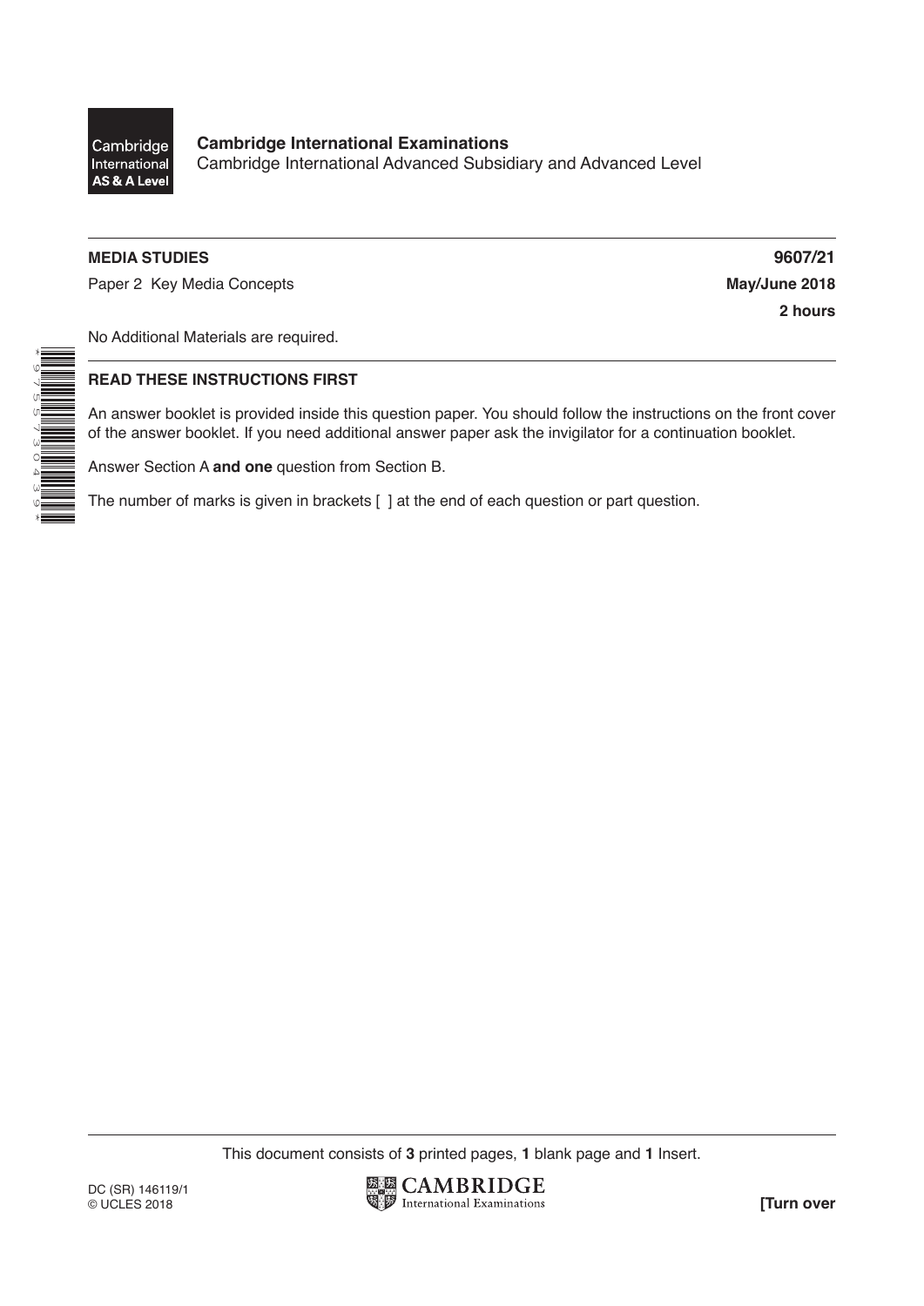Cambridge International AS & A Level

**Cambridge International Examinations**
Cambridge International Advanced Subsidiary and Advanced Level

**MEDIA STUDIES** **9607/21**

Paper 2 Key Media Concepts **May/June 2018**

**2 hours**

No Additional Materials are required.

**READ THESE INSTRUCTIONS FIRST**

An answer booklet is provided inside this question paper. You should follow the instructions on the front cover of the answer booklet. If you need additional answer paper ask the invigilator for a continuation booklet.

Answer Section A **and one** question from Section B.

The number of marks is given in brackets [ ] at the end of each question or part question.

This document consists of **3** printed pages, **1** blank page and **1** Insert.

DC (SR) 146119/1
© UCLES 2018

**[Turn over**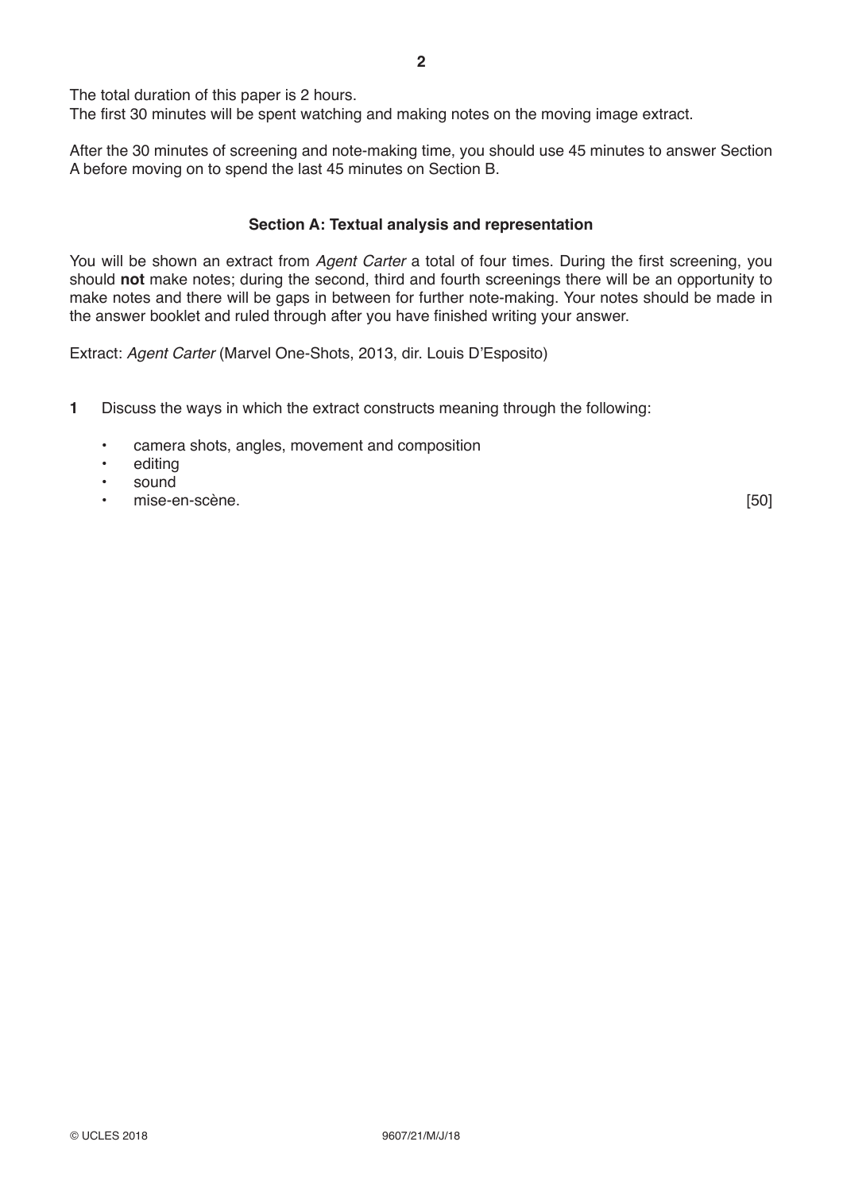The total duration of this paper is 2 hours.
The first 30 minutes will be spent watching and making notes on the moving image extract.

After the 30 minutes of screening and note-making time, you should use 45 minutes to answer Section A before moving on to spend the last 45 minutes on Section B.

### Section A: Textual analysis and representation

You will be shown an extract from *Agent Carter* a total of four times. During the first screening, you should **not** make notes; during the second, third and fourth screenings there will be an opportunity to make notes and there will be gaps in between for further note-making. Your notes should be made in the answer booklet and ruled through after you have finished writing your answer.

Extract: *Agent Carter* (Marvel One-Shots, 2013, dir. Louis D'Esposito)

**1** Discuss the ways in which the extract constructs meaning through the following:

- camera shots, angles, movement and composition
- editing
- sound
- mise-en-scène. [50]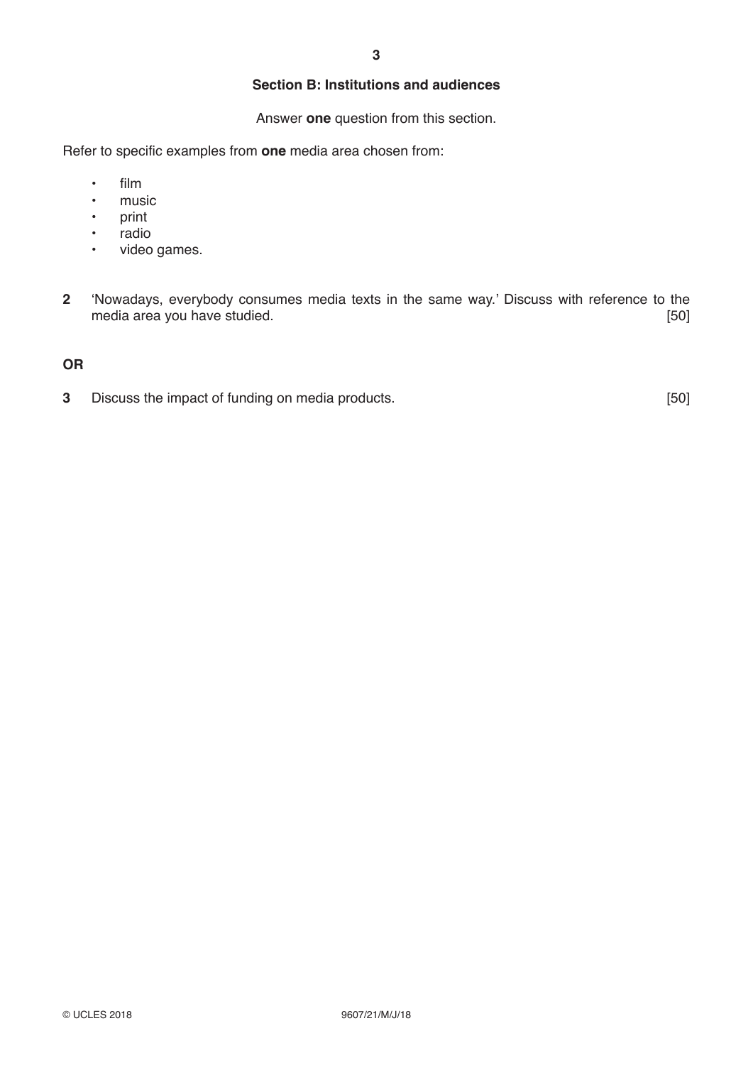## Section B: Institutions and audiences

Answer **one** question from this section.

Refer to specific examples from **one** media area chosen from:

- film
- music
- print
- radio
- video games.

**2** 'Nowadays, everybody consumes media texts in the same way.' Discuss with reference to the media area you have studied. [50]

**OR**

**3** Discuss the impact of funding on media products. [50]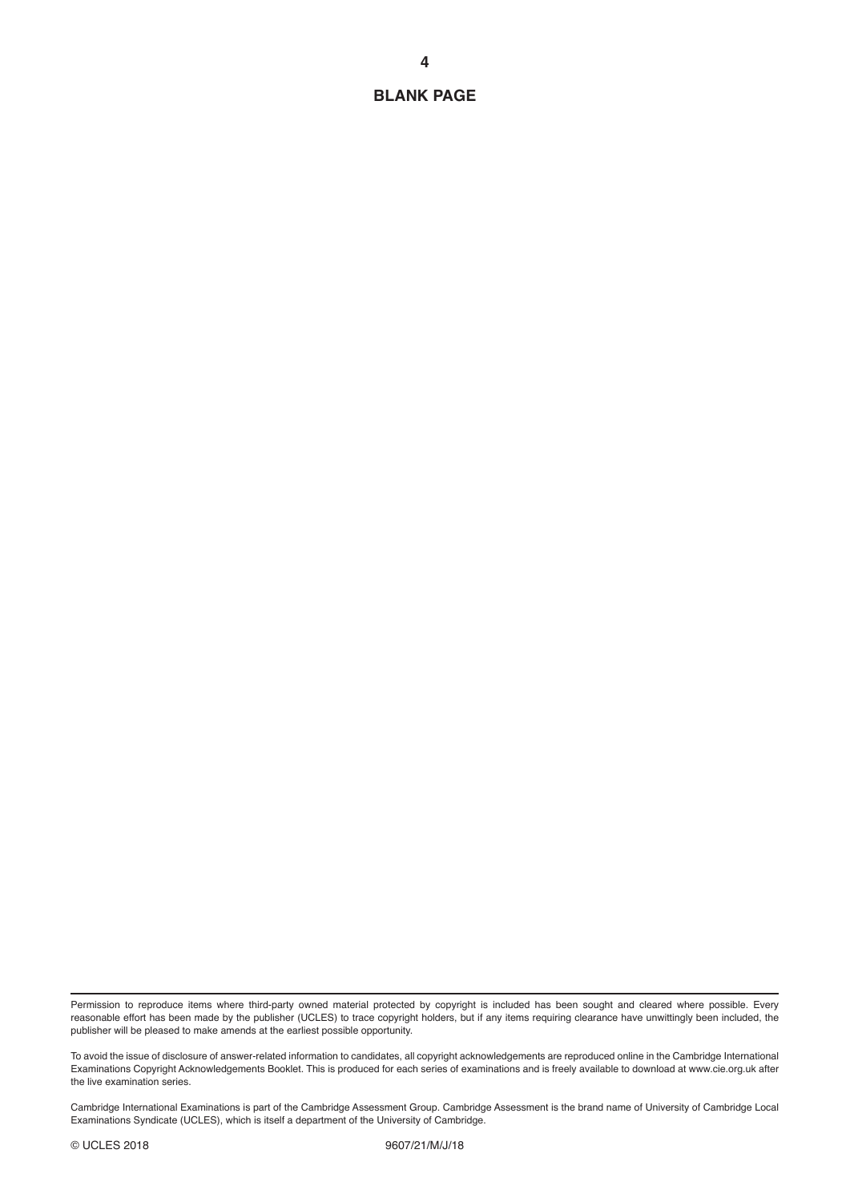**BLANK PAGE**

Permission to reproduce items where third-party owned material protected by copyright is included has been sought and cleared where possible. Every reasonable effort has been made by the publisher (UCLES) to trace copyright holders, but if any items requiring clearance have unwittingly been included, the publisher will be pleased to make amends at the earliest possible opportunity.

To avoid the issue of disclosure of answer-related information to candidates, all copyright acknowledgements are reproduced online in the Cambridge International Examinations Copyright Acknowledgements Booklet. This is produced for each series of examinations and is freely available to download at www.cie.org.uk after the live examination series.

Cambridge International Examinations is part of the Cambridge Assessment Group. Cambridge Assessment is the brand name of University of Cambridge Local Examinations Syndicate (UCLES), which is itself a department of the University of Cambridge.